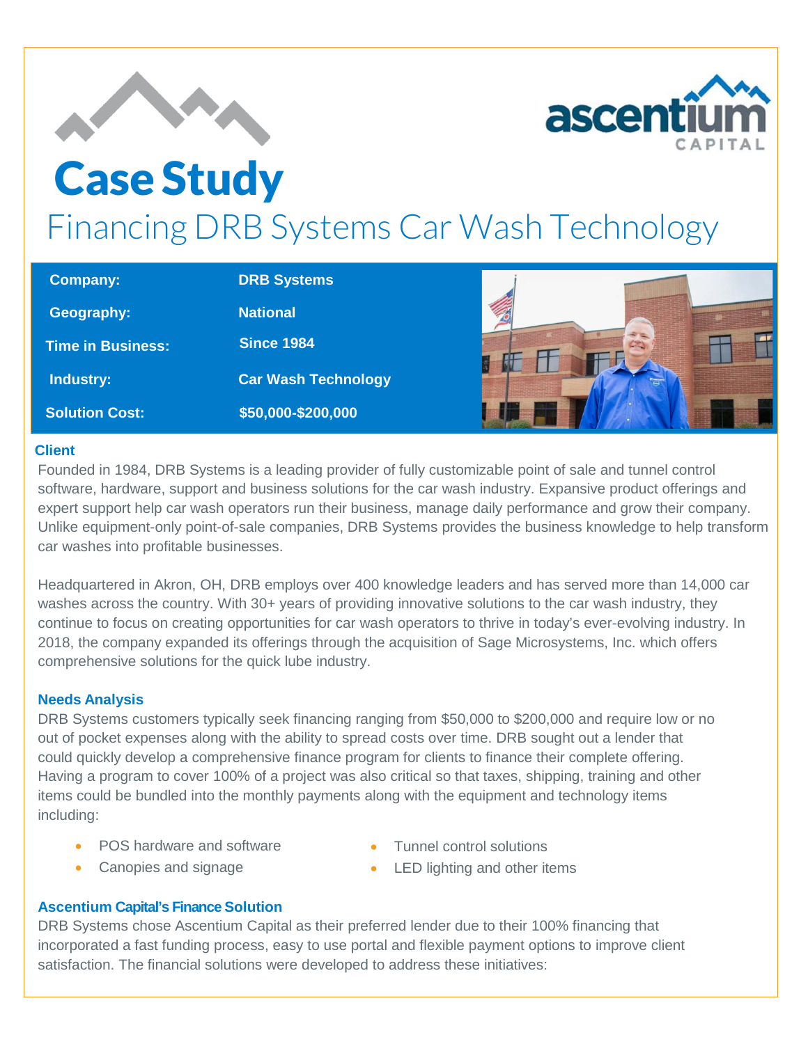# Case Study

## Financing DRB Systems Car Wash Technology

| | |
|---|---|
| **Company:** | **DRB Systems** |
| **Geography:** | **National** |
| **Time in Business:** | **Since 1984** |
| **Industry:** | **Car Wash Technology** |
| **Solution Cost:** | **$50,000-$200,000** |

### Client

Founded in 1984, DRB Systems is a leading provider of fully customizable point of sale and tunnel control software, hardware, support and business solutions for the car wash industry. Expansive product offerings and expert support help car wash operators run their business, manage daily performance and grow their company. Unlike equipment-only point-of-sale companies, DRB Systems provides the business knowledge to help transform car washes into profitable businesses.

Headquartered in Akron, OH, DRB employs over 400 knowledge leaders and has served more than 14,000 car washes across the country. With 30+ years of providing innovative solutions to the car wash industry, they continue to focus on creating opportunities for car wash operators to thrive in today's ever-evolving industry. In 2018, the company expanded its offerings through the acquisition of Sage Microsystems, Inc. which offers comprehensive solutions for the quick lube industry.

### Needs Analysis

DRB Systems customers typically seek financing ranging from $50,000 to $200,000 and require low or no out of pocket expenses along with the ability to spread costs over time. DRB sought out a lender that could quickly develop a comprehensive finance program for clients to finance their complete offering. Having a program to cover 100% of a project was also critical so that taxes, shipping, training and other items could be bundled into the monthly payments along with the equipment and technology items including:

- POS hardware and software
- Canopies and signage
- Tunnel control solutions
- LED lighting and other items

### Ascentium Capital's Finance Solution

DRB Systems chose Ascentium Capital as their preferred lender due to their 100% financing that incorporated a fast funding process, easy to use portal and flexible payment options to improve client satisfaction. The financial solutions were developed to address these initiatives: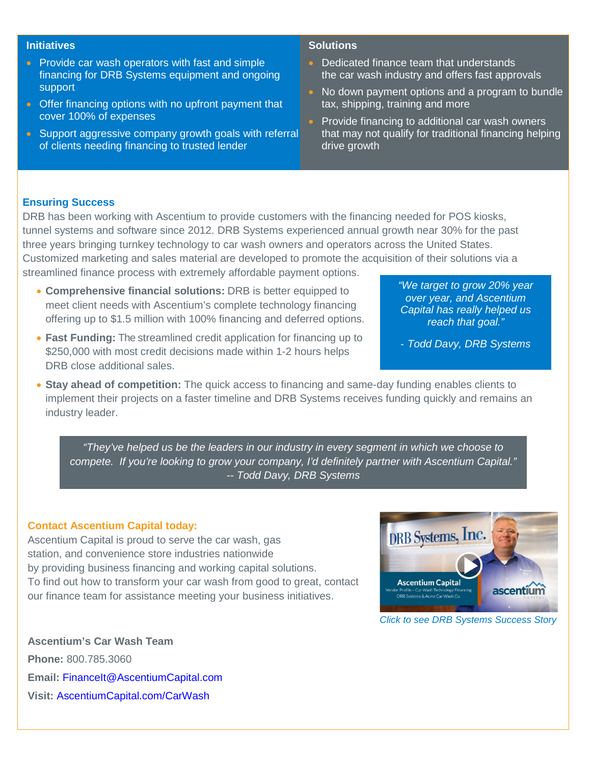### Initiatives

- Provide car wash operators with fast and simple financing for DRB Systems equipment and ongoing support
- Offer financing options with no upfront payment that cover 100% of expenses
- Support aggressive company growth goals with referral of clients needing financing to trusted lender

### Solutions

- Dedicated finance team that understands the car wash industry and offers fast approvals
- No down payment options and a program to bundle tax, shipping, training and more
- Provide financing to additional car wash owners that may not qualify for traditional financing helping drive growth

### Ensuring Success

DRB has been working with Ascentium to provide customers with the financing needed for POS kiosks, tunnel systems and software since 2012. DRB Systems experienced annual growth near 30% for the past three years bringing turnkey technology to car wash owners and operators across the United States. Customized marketing and sales material are developed to promote the acquisition of their solutions via a streamlined finance process with extremely affordable payment options.

- **Comprehensive financial solutions:** DRB is better equipped to meet client needs with Ascentium's complete technology financing offering up to $1.5 million with 100% financing and deferred options.
- **Fast Funding:** The streamlined credit application for financing up to $250,000 with most credit decisions made within 1-2 hours helps DRB close additional sales.
- **Stay ahead of competition:** The quick access to financing and same-day funding enables clients to implement their projects on a faster timeline and DRB Systems receives funding quickly and remains an industry leader.

> *"We target to grow 20% year over year, and Ascentium Capital has really helped us reach that goal."*
>
> *- Todd Davy, DRB Systems*

> *"They've helped us be the leaders in our industry in every segment in which we choose to compete. If you're looking to grow your company, I'd definitely partner with Ascentium Capital." -- Todd Davy, DRB Systems*

### Contact Ascentium Capital today:

Ascentium Capital is proud to serve the car wash, gas station, and convenience store industries nationwide by providing business financing and working capital solutions. To find out how to transform your car wash from good to great, contact our finance team for assistance meeting your business initiatives.

*Click to see DRB Systems Success Story*

**Ascentium's Car Wash Team**

**Phone:** 800.785.3060

**Email:** FinanceIt@AscentiumCapital.com

**Visit:** AscentiumCapital.com/CarWash